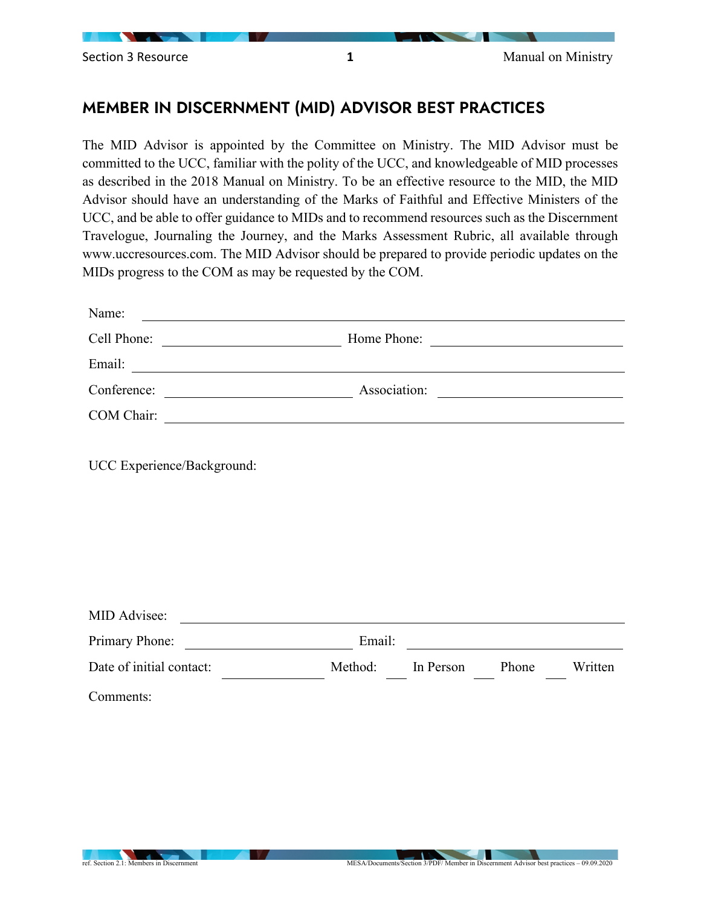## MEMBER IN DISCERNMENT (MID) ADVISOR BEST PRACTICES

The MID Advisor is appointed by the Committee on Ministry. The MID Advisor must be committed to the UCC, familiar with the polity of the UCC, and knowledgeable of MID processes as described in the 2018 Manual on Ministry. To be an effective resource to the MID, the MID Advisor should have an understanding of the Marks of Faithful and Effective Ministers of the UCC, and be able to offer guidance to MIDs and to recommend resources such as the Discernment Travelogue, Journaling the Journey, and the Marks Assessment Rubric, all available through www.uccresources.com. The MID Advisor should be prepared to provide periodic updates on the MIDs progress to the COM as may be requested by the COM.

Name: ______________________________________________

Cell Phone: ____________________ Home Phone: ____________________

Email: ______________________________________________

Conference: ____________________ Association: ____________________

COM Chair: ______________________________________________

UCC Experience/Background:

MID Advisee: ______________________________________________

Primary Phone: ____________________ Email: ____________________

Date of initial contact: __________ Method: ___ In Person ___ Phone ___ Written

Comments: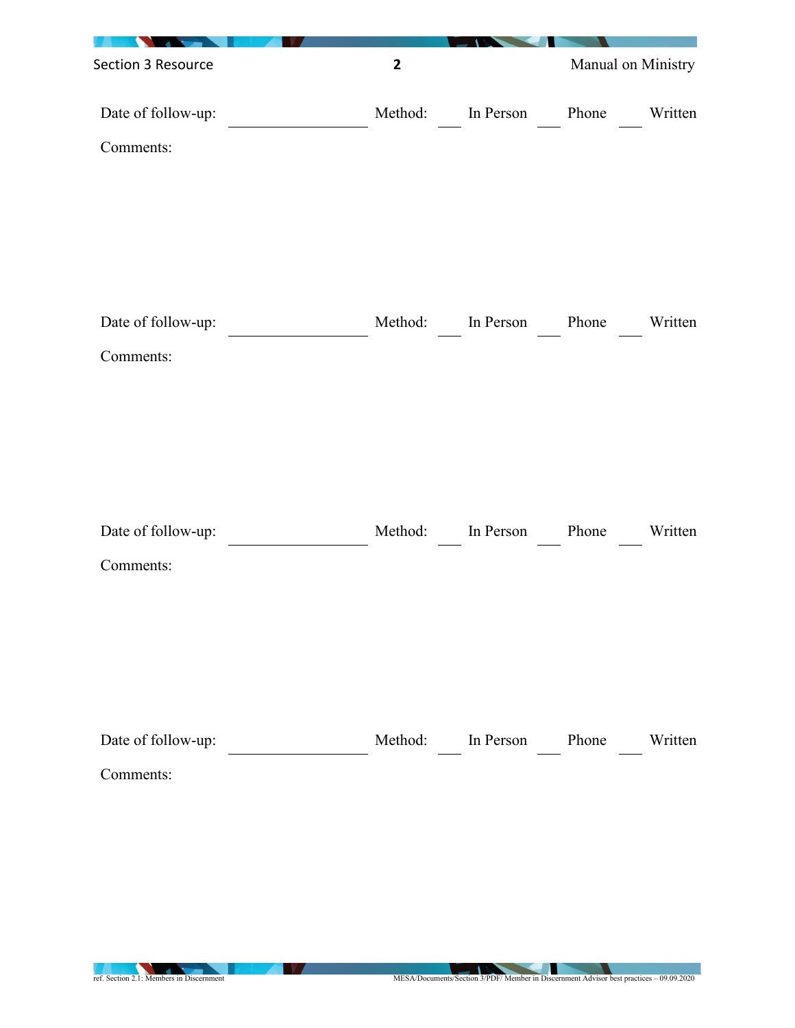Date of follow-up: ________________ Method: ___ In Person ___ Phone ___ Written

Comments:

Date of follow-up: ________________ Method: ___ In Person ___ Phone ___ Written

Comments:

Date of follow-up: ________________ Method: ___ In Person ___ Phone ___ Written

Comments:

Date of follow-up: ________________ Method: ___ In Person ___ Phone ___ Written

Comments: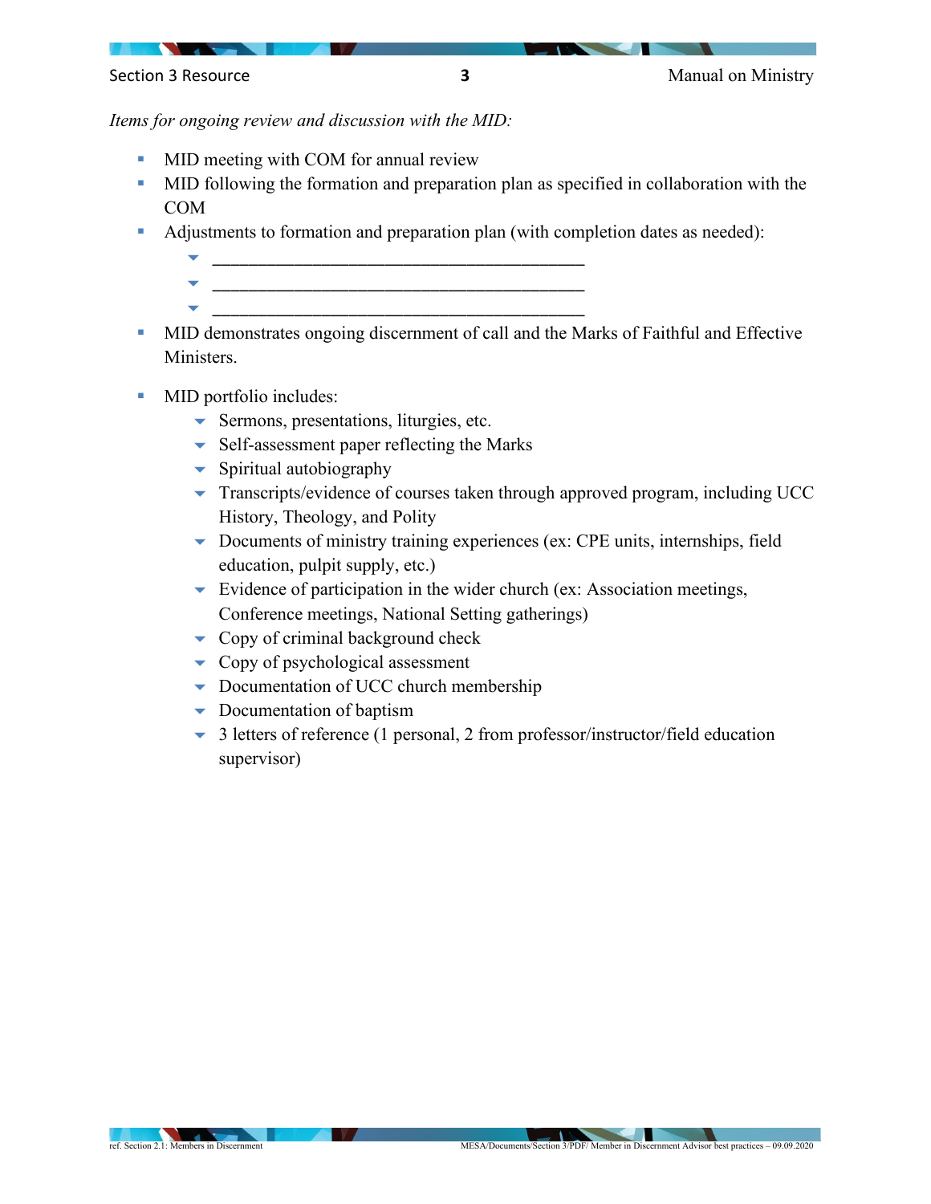*Items for ongoing review and discussion with the MID:*

- MID meeting with COM for annual review
- MID following the formation and preparation plan as specified in collaboration with the COM
- Adjustments to formation and preparation plan (with completion dates as needed):
    - ______________________________________________
    - ______________________________________________
    - ______________________________________________
- MID demonstrates ongoing discernment of call and the Marks of Faithful and Effective Ministers.

- MID portfolio includes:
    - Sermons, presentations, liturgies, etc.
    - Self-assessment paper reflecting the Marks
    - Spiritual autobiography
    - Transcripts/evidence of courses taken through approved program, including UCC History, Theology, and Polity
    - Documents of ministry training experiences (ex: CPE units, internships, field education, pulpit supply, etc.)
    - Evidence of participation in the wider church (ex: Association meetings, Conference meetings, National Setting gatherings)
    - Copy of criminal background check
    - Copy of psychological assessment
    - Documentation of UCC church membership
    - Documentation of baptism
    - 3 letters of reference (1 personal, 2 from professor/instructor/field education supervisor)